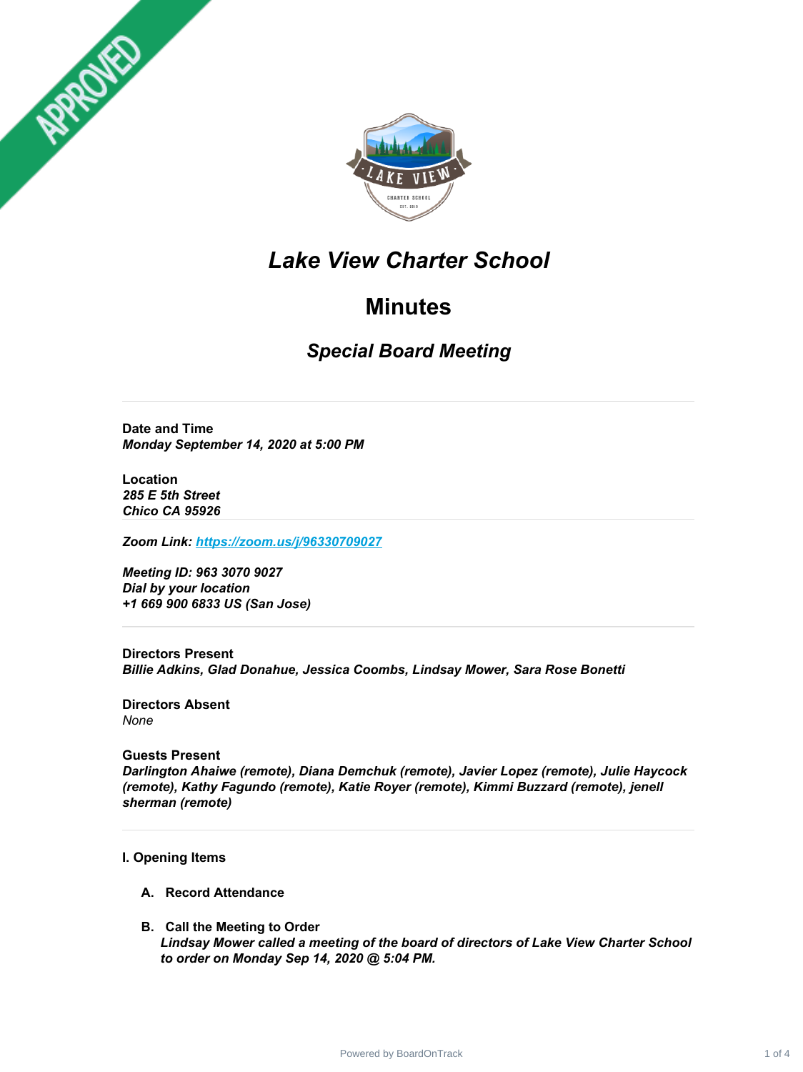# Lake View Charter School

## Minutes

### Special Board Meeting

---

**Date and Time**
***Monday September 14, 2020 at 5:00 PM***

**Location**
***285 E 5th Street***
***Chico CA 95926***

---

***Zoom Link: [https://zoom.us/j/96330709027](https://zoom.us/j/96330709027)***

***Meeting ID: 963 3070 9027***
***Dial by your location***
***+1 669 900 6833 US (San Jose)***

---

**Directors Present**
***Billie Adkins, Glad Donahue, Jessica Coombs, Lindsay Mower, Sara Rose Bonetti***

**Directors Absent**
*None*

**Guests Present**
***Darlington Ahaiwe (remote), Diana Demchuk (remote), Javier Lopez (remote), Julie Haycock (remote), Kathy Fagundo (remote), Katie Royer (remote), Kimmi Buzzard (remote), jenell sherman (remote)***

---

**I. Opening Items**

**A. Record Attendance**

**B. Call the Meeting to Order**
***Lindsay Mower called a meeting of the board of directors of Lake View Charter School to order on Monday Sep 14, 2020 @ 5:04 PM.***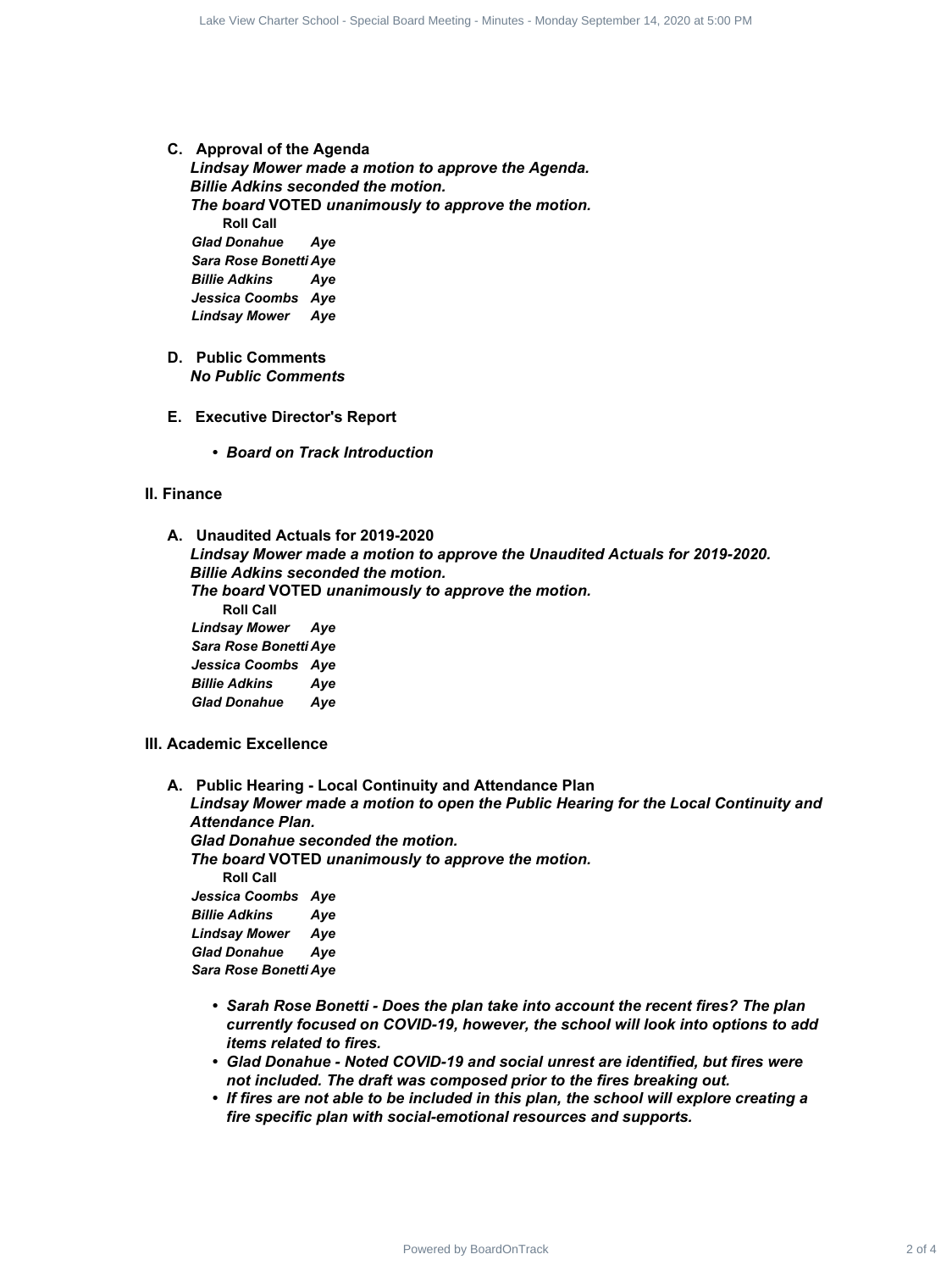### C. Approval of the Agenda

***Lindsay Mower made a motion to approve the Agenda.***
***Billie Adkins seconded the motion.***
***The board* VOTED *unanimously to approve the motion.***

**Roll Call**

| | |
|---|---|
| *Glad Donahue* | *Aye* |
| *Sara Rose Bonetti* | *Aye* |
| *Billie Adkins* | *Aye* |
| *Jessica Coombs* | *Aye* |
| *Lindsay Mower* | *Aye* |

### D. Public Comments

***No Public Comments***

### E. Executive Director's Report

- ***Board on Track Introduction***

## II. Finance

### A. Unaudited Actuals for 2019-2020

***Lindsay Mower made a motion to approve the Unaudited Actuals for 2019-2020.***
***Billie Adkins seconded the motion.***
***The board* VOTED *unanimously to approve the motion.***

**Roll Call**

| | |
|---|---|
| *Lindsay Mower* | *Aye* |
| *Sara Rose Bonetti* | *Aye* |
| *Jessica Coombs* | *Aye* |
| *Billie Adkins* | *Aye* |
| *Glad Donahue* | *Aye* |

## III. Academic Excellence

### A. Public Hearing - Local Continuity and Attendance Plan

***Lindsay Mower made a motion to open the Public Hearing for the Local Continuity and Attendance Plan.***
***Glad Donahue seconded the motion.***
***The board* VOTED *unanimously to approve the motion.***

**Roll Call**

| | |
|---|---|
| *Jessica Coombs* | *Aye* |
| *Billie Adkins* | *Aye* |
| *Lindsay Mower* | *Aye* |
| *Glad Donahue* | *Aye* |
| *Sara Rose Bonetti* | *Aye* |

- ***Sarah Rose Bonetti - Does the plan take into account the recent fires? The plan currently focused on COVID-19, however, the school will look into options to add items related to fires.***
- ***Glad Donahue - Noted COVID-19 and social unrest are identified, but fires were not included. The draft was composed prior to the fires breaking out.***
- ***If fires are not able to be included in this plan, the school will explore creating a fire specific plan with social-emotional resources and supports.***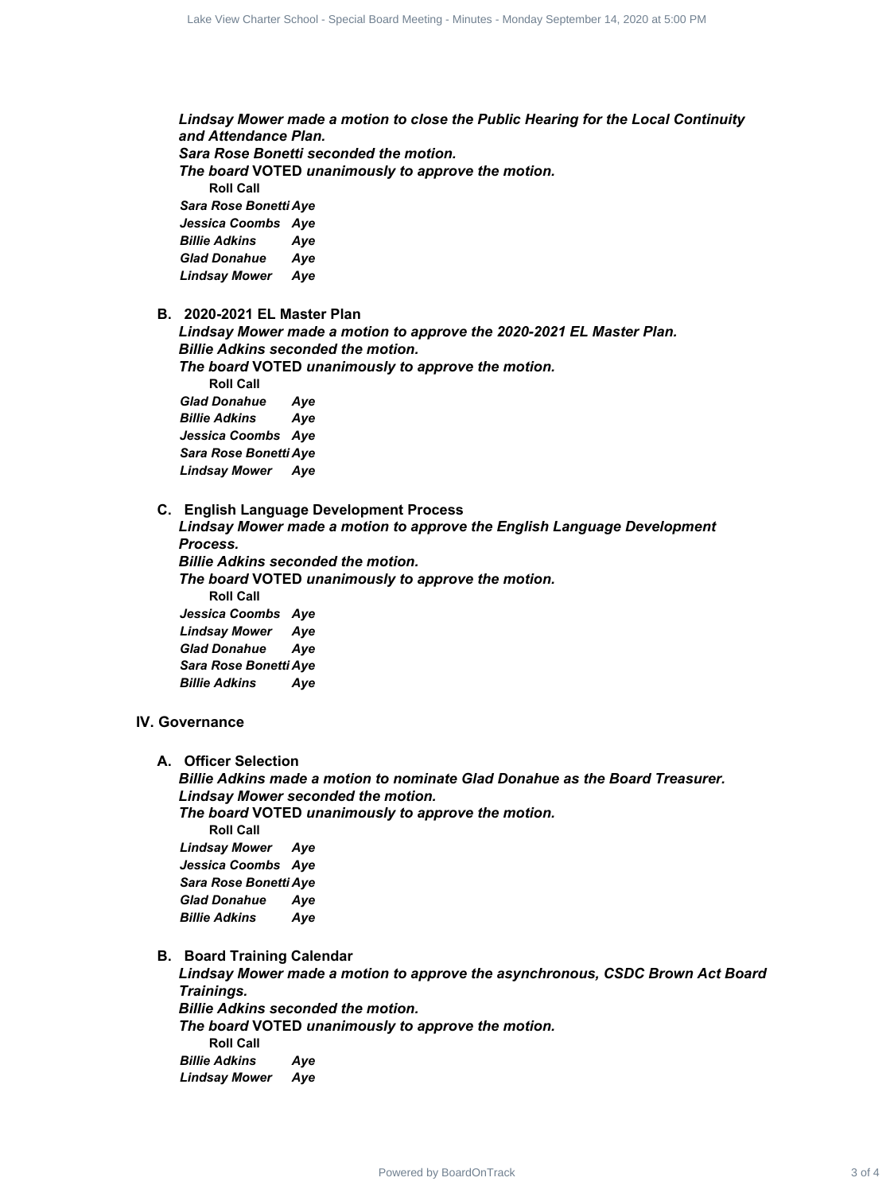*Lindsay Mower made a motion to close the Public Hearing for the Local Continuity and Attendance Plan.*
*Sara Rose Bonetti seconded the motion.*
*The board* **VOTED** *unanimously to approve the motion.*

**Roll Call**

*Sara Rose Bonetti Aye*
*Jessica Coombs Aye*
*Billie Adkins Aye*
*Glad Donahue Aye*
*Lindsay Mower Aye*

### B. 2020-2021 EL Master Plan

*Lindsay Mower made a motion to approve the 2020-2021 EL Master Plan.*
*Billie Adkins seconded the motion.*
*The board* **VOTED** *unanimously to approve the motion.*

**Roll Call**

*Glad Donahue Aye*
*Billie Adkins Aye*
*Jessica Coombs Aye*
*Sara Rose Bonetti Aye*
*Lindsay Mower Aye*

### C. English Language Development Process

*Lindsay Mower made a motion to approve the English Language Development Process.*
*Billie Adkins seconded the motion.*
*The board* **VOTED** *unanimously to approve the motion.*

**Roll Call**

*Jessica Coombs Aye*
*Lindsay Mower Aye*
*Glad Donahue Aye*
*Sara Rose Bonetti Aye*
*Billie Adkins Aye*

## IV. Governance

### A. Officer Selection

*Billie Adkins made a motion to nominate Glad Donahue as the Board Treasurer.*
*Lindsay Mower seconded the motion.*
*The board* **VOTED** *unanimously to approve the motion.*

**Roll Call**

*Lindsay Mower Aye*
*Jessica Coombs Aye*
*Sara Rose Bonetti Aye*
*Glad Donahue Aye*
*Billie Adkins Aye*

### B. Board Training Calendar

*Lindsay Mower made a motion to approve the asynchronous, CSDC Brown Act Board Trainings.*
*Billie Adkins seconded the motion.*
*The board* **VOTED** *unanimously to approve the motion.*

**Roll Call**

*Billie Adkins Aye*
*Lindsay Mower Aye*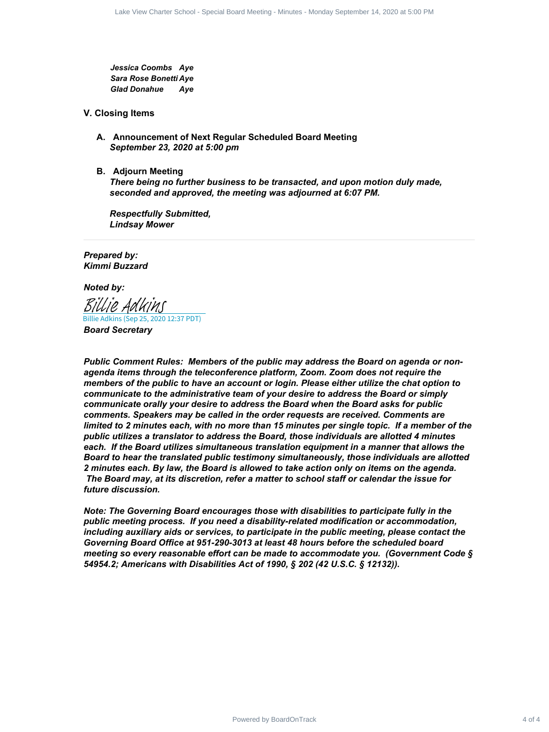***Jessica Coombs Aye***
***Sara Rose Bonetti Aye***
***Glad Donahue Aye***

## V. Closing Items

### A. Announcement of Next Regular Scheduled Board Meeting

***September 23, 2020 at 5:00 pm***

### B. Adjourn Meeting

***There being no further business to be transacted, and upon motion duly made, seconded and approved, the meeting was adjourned at 6:07 PM.***

***Respectfully Submitted,***
***Lindsay Mower***

---

***Prepared by:***
***Kimmi Buzzard***

***Noted by:***

Billie Adkins
Billie Adkins (Sep 25, 2020 12:37 PDT)
***Board Secretary***

***Public Comment Rules: Members of the public may address the Board on agenda or non-agenda items through the teleconference platform, Zoom. Zoom does not require the members of the public to have an account or login. Please either utilize the chat option to communicate to the administrative team of your desire to address the Board or simply communicate orally your desire to address the Board when the Board asks for public comments. Speakers may be called in the order requests are received. Comments are limited to 2 minutes each, with no more than 15 minutes per single topic. If a member of the public utilizes a translator to address the Board, those individuals are allotted 4 minutes each. If the Board utilizes simultaneous translation equipment in a manner that allows the Board to hear the translated public testimony simultaneously, those individuals are allotted 2 minutes each. By law, the Board is allowed to take action only on items on the agenda. The Board may, at its discretion, refer a matter to school staff or calendar the issue for future discussion.***

***Note: The Governing Board encourages those with disabilities to participate fully in the public meeting process. If you need a disability-related modification or accommodation, including auxiliary aids or services, to participate in the public meeting, please contact the Governing Board Office at 951-290-3013 at least 48 hours before the scheduled board meeting so every reasonable effort can be made to accommodate you. (Government Code § 54954.2; Americans with Disabilities Act of 1990, § 202 (42 U.S.C. § 12132)).***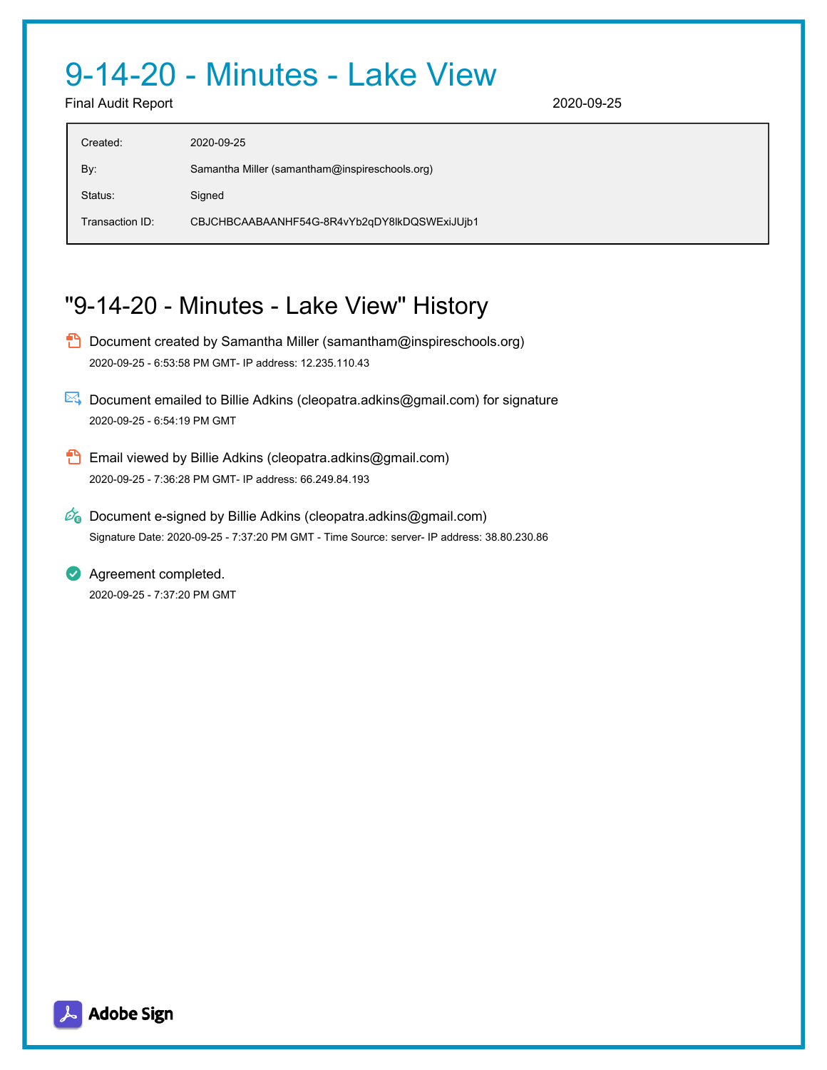# 9-14-20 - Minutes - Lake View

Final Audit Report 2020-09-25

| | |
|---|---|
| Created: | 2020-09-25 |
| By: | Samantha Miller (samantham@inspireschools.org) |
| Status: | Signed |
| Transaction ID: | CBJCHBCAABAANHF54G-8R4vYb2qDY8lkDQSWExiJUjb1 |

## "9-14-20 - Minutes - Lake View" History

- Document created by Samantha Miller (samantham@inspireschools.org)
  2020-09-25 - 6:53:58 PM GMT- IP address: 12.235.110.43

- Document emailed to Billie Adkins (cleopatra.adkins@gmail.com) for signature
  2020-09-25 - 6:54:19 PM GMT

- Email viewed by Billie Adkins (cleopatra.adkins@gmail.com)
  2020-09-25 - 7:36:28 PM GMT- IP address: 66.249.84.193

- Document e-signed by Billie Adkins (cleopatra.adkins@gmail.com)
  Signature Date: 2020-09-25 - 7:37:20 PM GMT - Time Source: server- IP address: 38.80.230.86

- Agreement completed.
  2020-09-25 - 7:37:20 PM GMT

Adobe Sign